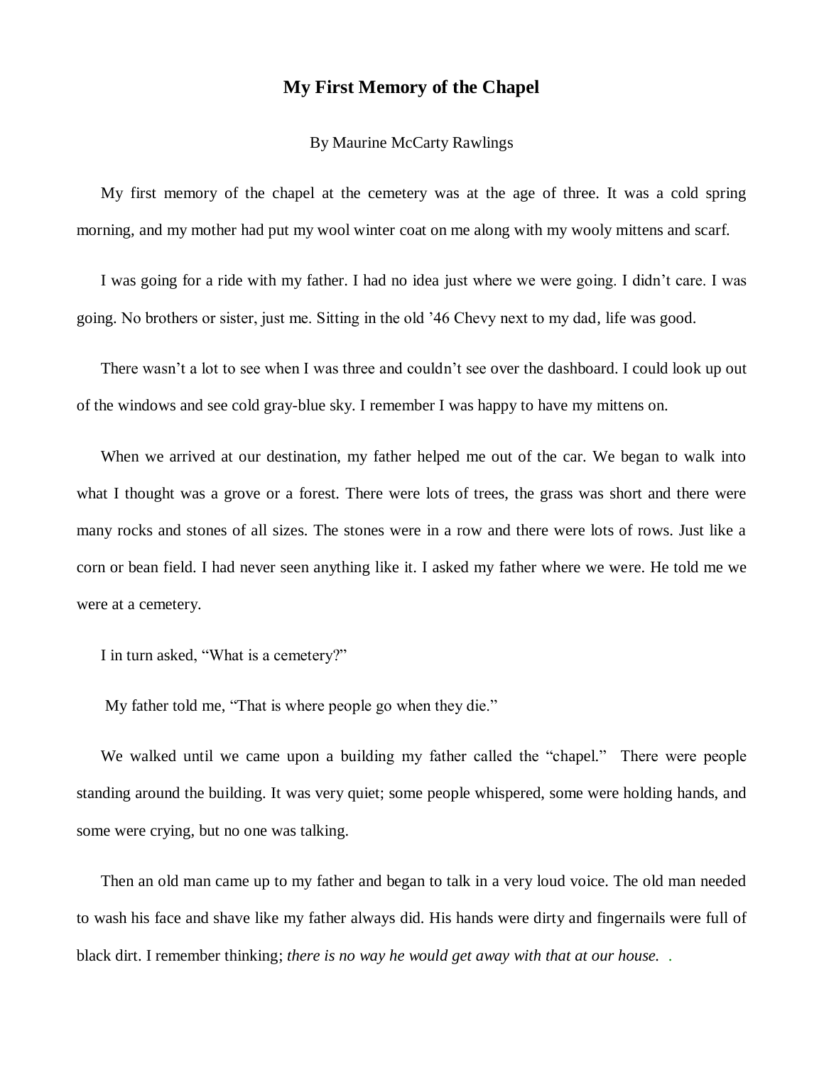# My First Memory of the Chapel

By Maurine McCarty Rawlings

My first memory of the chapel at the cemetery was at the age of three. It was a cold spring morning, and my mother had put my wool winter coat on me along with my wooly mittens and scarf.

I was going for a ride with my father. I had no idea just where we were going. I didn't care. I was going. No brothers or sister, just me. Sitting in the old '46 Chevy next to my dad, life was good.

There wasn't a lot to see when I was three and couldn't see over the dashboard. I could look up out of the windows and see cold gray-blue sky. I remember I was happy to have my mittens on.

When we arrived at our destination, my father helped me out of the car. We began to walk into what I thought was a grove or a forest. There were lots of trees, the grass was short and there were many rocks and stones of all sizes. The stones were in a row and there were lots of rows. Just like a corn or bean field. I had never seen anything like it. I asked my father where we were. He told me we were at a cemetery.

I in turn asked, "What is a cemetery?"

My father told me, "That is where people go when they die."

We walked until we came upon a building my father called the "chapel." There were people standing around the building. It was very quiet; some people whispered, some were holding hands, and some were crying, but no one was talking.

Then an old man came up to my father and began to talk in a very loud voice. The old man needed to wash his face and shave like my father always did. His hands were dirty and fingernails were full of black dirt. I remember thinking; *there is no way he would get away with that at our house.* .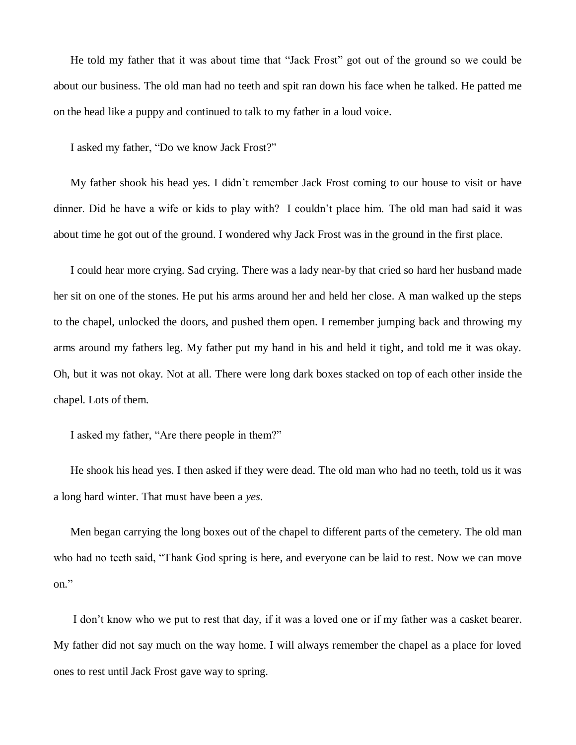He told my father that it was about time that "Jack Frost" got out of the ground so we could be about our business. The old man had no teeth and spit ran down his face when he talked. He patted me on the head like a puppy and continued to talk to my father in a loud voice.

I asked my father, "Do we know Jack Frost?"

My father shook his head yes. I didn't remember Jack Frost coming to our house to visit or have dinner. Did he have a wife or kids to play with? I couldn't place him. The old man had said it was about time he got out of the ground. I wondered why Jack Frost was in the ground in the first place.

I could hear more crying. Sad crying. There was a lady near-by that cried so hard her husband made her sit on one of the stones. He put his arms around her and held her close. A man walked up the steps to the chapel, unlocked the doors, and pushed them open. I remember jumping back and throwing my arms around my fathers leg. My father put my hand in his and held it tight, and told me it was okay. Oh, but it was not okay. Not at all. There were long dark boxes stacked on top of each other inside the chapel. Lots of them.

I asked my father, "Are there people in them?"

He shook his head yes. I then asked if they were dead. The old man who had no teeth, told us it was a long hard winter. That must have been a *yes*.

Men began carrying the long boxes out of the chapel to different parts of the cemetery. The old man who had no teeth said, "Thank God spring is here, and everyone can be laid to rest. Now we can move on."

I don't know who we put to rest that day, if it was a loved one or if my father was a casket bearer. My father did not say much on the way home. I will always remember the chapel as a place for loved ones to rest until Jack Frost gave way to spring.